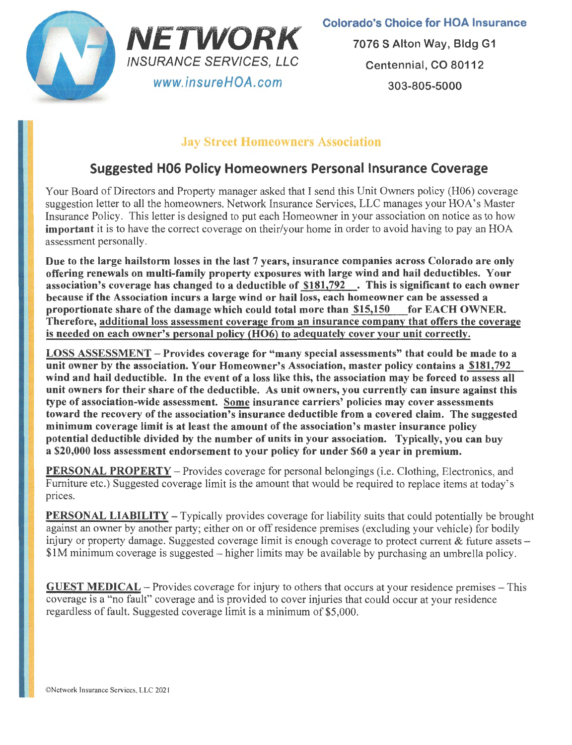**NETWORK**
*INSURANCE SERVICES, LLC*
www.insureHOA.com

**Colorado's Choice for HOA Insurance**
7076 S Alton Way, Bldg G1
Centennial, CO 80112
303-805-5000

## Jay Street Homeowners Association

## Suggested H06 Policy Homeowners Personal Insurance Coverage

Your Board of Directors and Property manager asked that I send this Unit Owners policy (H06) coverage suggestion letter to all the homeowners. Network Insurance Services, LLC manages your HOA's Master Insurance Policy. This letter is designed to put each Homeowner in your association on notice as to how **important** it is to have the correct coverage on their/your home in order to avoid having to pay an HOA assessment personally.

**Due to the large hailstorm losses in the last 7 years, insurance companies across Colorado are only offering renewals on multi-family property exposures with large wind and hail deductibles. Your association's coverage has changed to a deductible of $181,792. This is significant to each owner because if the Association incurs a large wind or hail loss, each homeowner can be assessed a proportionate share of the damage which could total more than $15,150 for EACH OWNER. Therefore, additional loss assessment coverage from an insurance company that offers the coverage is needed on each owner's personal policy (HO6) to adequately cover your unit correctly.**

**LOSS ASSESSMENT – Provides coverage for "many special assessments" that could be made to a unit owner by the association. Your Homeowner's Association, master policy contains a $181,792 wind and hail deductible. In the event of a loss like this, the association may be forced to assess all unit owners for their share of the deductible. As unit owners, you currently can insure against this type of association-wide assessment. Some insurance carriers' policies may cover assessments toward the recovery of the association's insurance deductible from a covered claim. The suggested minimum coverage limit is at least the amount of the association's master insurance policy potential deductible divided by the number of units in your association. Typically, you can buy a $20,000 loss assessment endorsement to your policy for under $60 a year in premium.**

**PERSONAL PROPERTY** – Provides coverage for personal belongings (i.e. Clothing, Electronics, and Furniture etc.) Suggested coverage limit is the amount that would be required to replace items at today's prices.

**PERSONAL LIABILITY** – Typically provides coverage for liability suits that could potentially be brought against an owner by another party; either on or off residence premises (excluding your vehicle) for bodily injury or property damage. Suggested coverage limit is enough coverage to protect current & future assets – $1M minimum coverage is suggested – higher limits may be available by purchasing an umbrella policy.

**GUEST MEDICAL** – Provides coverage for injury to others that occurs at your residence premises – This coverage is a "no fault" coverage and is provided to cover injuries that could occur at your residence regardless of fault. Suggested coverage limit is a minimum of $5,000.

©Network Insurance Services, LLC 2021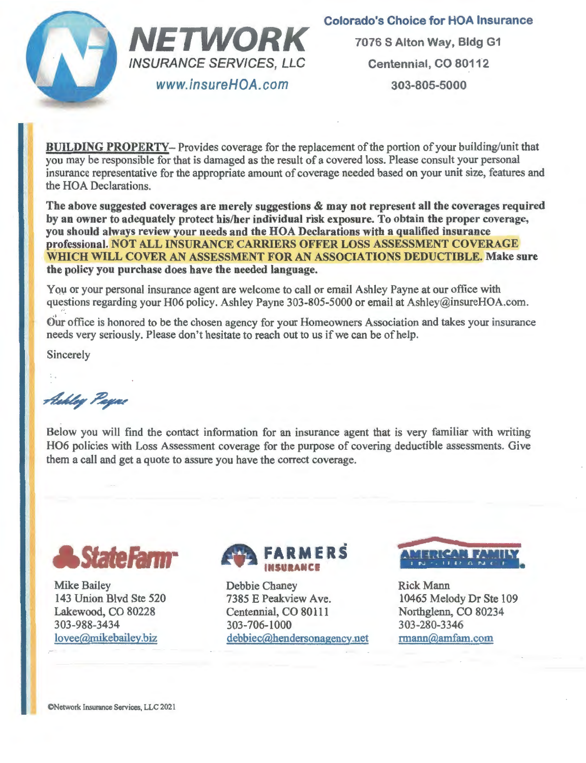**NETWORK**
*INSURANCE SERVICES, LLC*
*www.insureHOA.com*

**Colorado's Choice for HOA Insurance**
**7076 S Alton Way, Bldg G1**
**Centennial, CO 80112**
**303-805-5000**

**BUILDING PROPERTY**– Provides coverage for the replacement of the portion of your building/unit that you may be responsible for that is damaged as the result of a covered loss. Please consult your personal insurance representative for the appropriate amount of coverage needed based on your unit size, features and the HOA Declarations.

**The above suggested coverages are merely suggestions & may not represent all the coverages required by an owner to adequately protect his/her individual risk exposure. To obtain the proper coverage, you should always review your needs and the HOA Declarations with a qualified insurance professional. NOT ALL INSURANCE CARRIERS OFFER LOSS ASSESSMENT COVERAGE WHICH WILL COVER AN ASSESSMENT FOR AN ASSOCIATIONS DEDUCTIBLE. Make sure the policy you purchase does have the needed language.**

You or your personal insurance agent are welcome to call or email Ashley Payne at our office with questions regarding your H06 policy. Ashley Payne 303-805-5000 or email at Ashley@insureHOA.com.

Our office is honored to be the chosen agency for your Homeowners Association and takes your insurance needs very seriously. Please don't hesitate to reach out to us if we can be of help.

Sincerely

*Ashley Payne*

Below you will find the contact information for an insurance agent that is very familiar with writing HO6 policies with Loss Assessment coverage for the purpose of covering deductible assessments. Give them a call and get a quote to assure you have the correct coverage.

**State Farm**

Mike Bailey
143 Union Blvd Ste 520
Lakewood, CO 80228
303-988-3434
lovee@mikebailey.biz

**FARMERS INSURANCE**

Debbie Chaney
7385 E Peakview Ave.
Centennial, CO 80111
303-706-1000
debbiec@hendersonagency.net

**AMERICAN FAMILY INSURANCE**

Rick Mann
10465 Melody Dr Ste 109
Northglenn, CO 80234
303-280-3346
rmann@amfam.com

©Network Insurance Services, LLC 2021